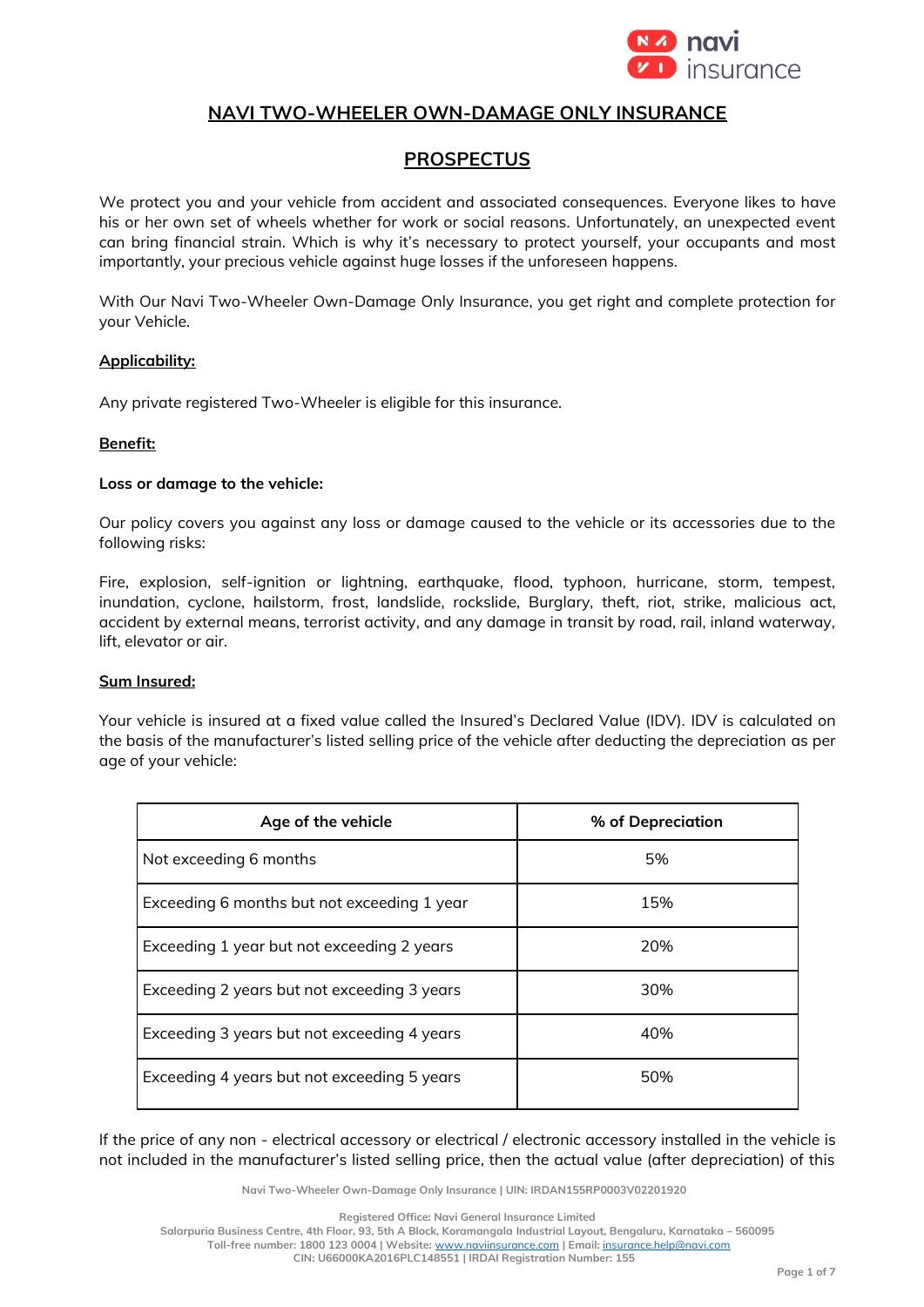# NAVI TWO-WHEELER OWN-DAMAGE ONLY INSURANCE

## PROSPECTUS

We protect you and your vehicle from accident and associated consequences. Everyone likes to have his or her own set of wheels whether for work or social reasons. Unfortunately, an unexpected event can bring financial strain. Which is why it's necessary to protect yourself, your occupants and most importantly, your precious vehicle against huge losses if the unforeseen happens.

With Our Navi Two-Wheeler Own-Damage Only Insurance, you get right and complete protection for your Vehicle.

**Applicability:**

Any private registered Two-Wheeler is eligible for this insurance.

**Benefit:**

**Loss or damage to the vehicle:**

Our policy covers you against any loss or damage caused to the vehicle or its accessories due to the following risks:

Fire, explosion, self-ignition or lightning, earthquake, flood, typhoon, hurricane, storm, tempest, inundation, cyclone, hailstorm, frost, landslide, rockslide, Burglary, theft, riot, strike, malicious act, accident by external means, terrorist activity, and any damage in transit by road, rail, inland waterway, lift, elevator or air.

**Sum Insured:**

Your vehicle is insured at a fixed value called the Insured's Declared Value (IDV). IDV is calculated on the basis of the manufacturer's listed selling price of the vehicle after deducting the depreciation as per age of your vehicle:

| Age of the vehicle | % of Depreciation |
|---|---|
| Not exceeding 6 months | 5% |
| Exceeding 6 months but not exceeding 1 year | 15% |
| Exceeding 1 year but not exceeding 2 years | 20% |
| Exceeding 2 years but not exceeding 3 years | 30% |
| Exceeding 3 years but not exceeding 4 years | 40% |
| Exceeding 4 years but not exceeding 5 years | 50% |

If the price of any non - electrical accessory or electrical / electronic accessory installed in the vehicle is not included in the manufacturer's listed selling price, then the actual value (after depreciation) of this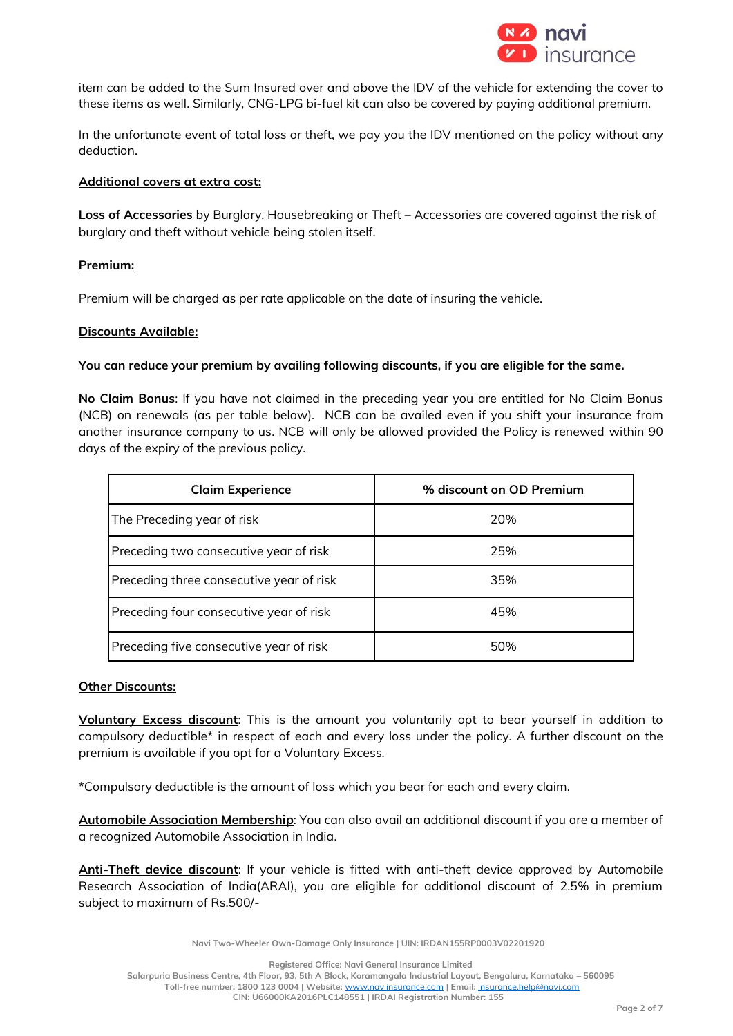item can be added to the Sum Insured over and above the IDV of the vehicle for extending the cover to these items as well. Similarly, CNG-LPG bi-fuel kit can also be covered by paying additional premium.

In the unfortunate event of total loss or theft, we pay you the IDV mentioned on the policy without any deduction.

**Additional covers at extra cost:**

**Loss of Accessories** by Burglary, Housebreaking or Theft – Accessories are covered against the risk of burglary and theft without vehicle being stolen itself.

**Premium:**

Premium will be charged as per rate applicable on the date of insuring the vehicle.

**Discounts Available:**

**You can reduce your premium by availing following discounts, if you are eligible for the same.**

**No Claim Bonus**: If you have not claimed in the preceding year you are entitled for No Claim Bonus (NCB) on renewals (as per table below). NCB can be availed even if you shift your insurance from another insurance company to us. NCB will only be allowed provided the Policy is renewed within 90 days of the expiry of the previous policy.

| Claim Experience | % discount on OD Premium |
|---|---|
| The Preceding year of risk | 20% |
| Preceding two consecutive year of risk | 25% |
| Preceding three consecutive year of risk | 35% |
| Preceding four consecutive year of risk | 45% |
| Preceding five consecutive year of risk | 50% |

**Other Discounts:**

**Voluntary Excess discount**: This is the amount you voluntarily opt to bear yourself in addition to compulsory deductible* in respect of each and every loss under the policy. A further discount on the premium is available if you opt for a Voluntary Excess.

*Compulsory deductible is the amount of loss which you bear for each and every claim.

**Automobile Association Membership**: You can also avail an additional discount if you are a member of a recognized Automobile Association in India.

**Anti-Theft device discount**: If your vehicle is fitted with anti-theft device approved by Automobile Research Association of India(ARAI), you are eligible for additional discount of 2.5% in premium subject to maximum of Rs.500/-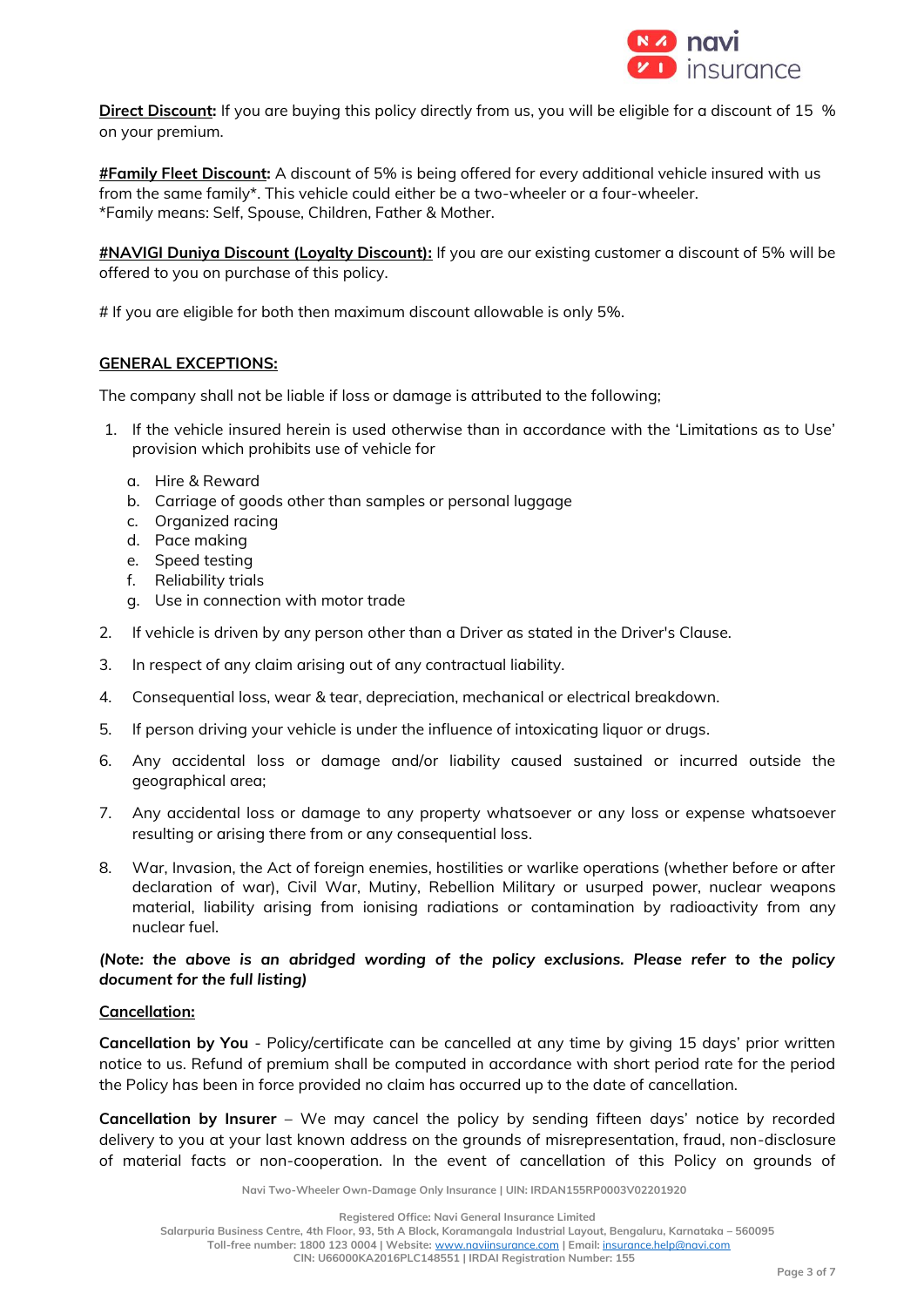**<u>Direct Discount</u>:** If you are buying this policy directly from us, you will be eligible for a discount of 15 % on your premium.

**<u>#Family Fleet Discount</u>:** A discount of 5% is being offered for every additional vehicle insured with us from the same family*. This vehicle could either be a two-wheeler or a four-wheeler.
*Family means: Self, Spouse, Children, Father & Mother.

**<u>#NAVIGI Duniya Discount (Loyalty Discount):</u>** If you are our existing customer a discount of 5% will be offered to you on purchase of this policy.

# If you are eligible for both then maximum discount allowable is only 5%.

**<u>GENERAL EXCEPTIONS:</u>**

The company shall not be liable if loss or damage is attributed to the following;

1. If the vehicle insured herein is used otherwise than in accordance with the 'Limitations as to Use' provision which prohibits use of vehicle for
    a. Hire & Reward
    b. Carriage of goods other than samples or personal luggage
    c. Organized racing
    d. Pace making
    e. Speed testing
    f. Reliability trials
    g. Use in connection with motor trade
2. If vehicle is driven by any person other than a Driver as stated in the Driver's Clause.
3. In respect of any claim arising out of any contractual liability.
4. Consequential loss, wear & tear, depreciation, mechanical or electrical breakdown.
5. If person driving your vehicle is under the influence of intoxicating liquor or drugs.
6. Any accidental loss or damage and/or liability caused sustained or incurred outside the geographical area;
7. Any accidental loss or damage to any property whatsoever or any loss or expense whatsoever resulting or arising there from or any consequential loss.
8. War, Invasion, the Act of foreign enemies, hostilities or warlike operations (whether before or after declaration of war), Civil War, Mutiny, Rebellion Military or usurped power, nuclear weapons material, liability arising from ionising radiations or contamination by radioactivity from any nuclear fuel.

***(Note: the above is an abridged wording of the policy exclusions. Please refer to the policy document for the full listing)***

**<u>Cancellation:</u>**

**Cancellation by You** - Policy/certificate can be cancelled at any time by giving 15 days' prior written notice to us. Refund of premium shall be computed in accordance with short period rate for the period the Policy has been in force provided no claim has occurred up to the date of cancellation.

**Cancellation by Insurer** – We may cancel the policy by sending fifteen days' notice by recorded delivery to you at your last known address on the grounds of misrepresentation, fraud, non-disclosure of material facts or non-cooperation. In the event of cancellation of this Policy on grounds of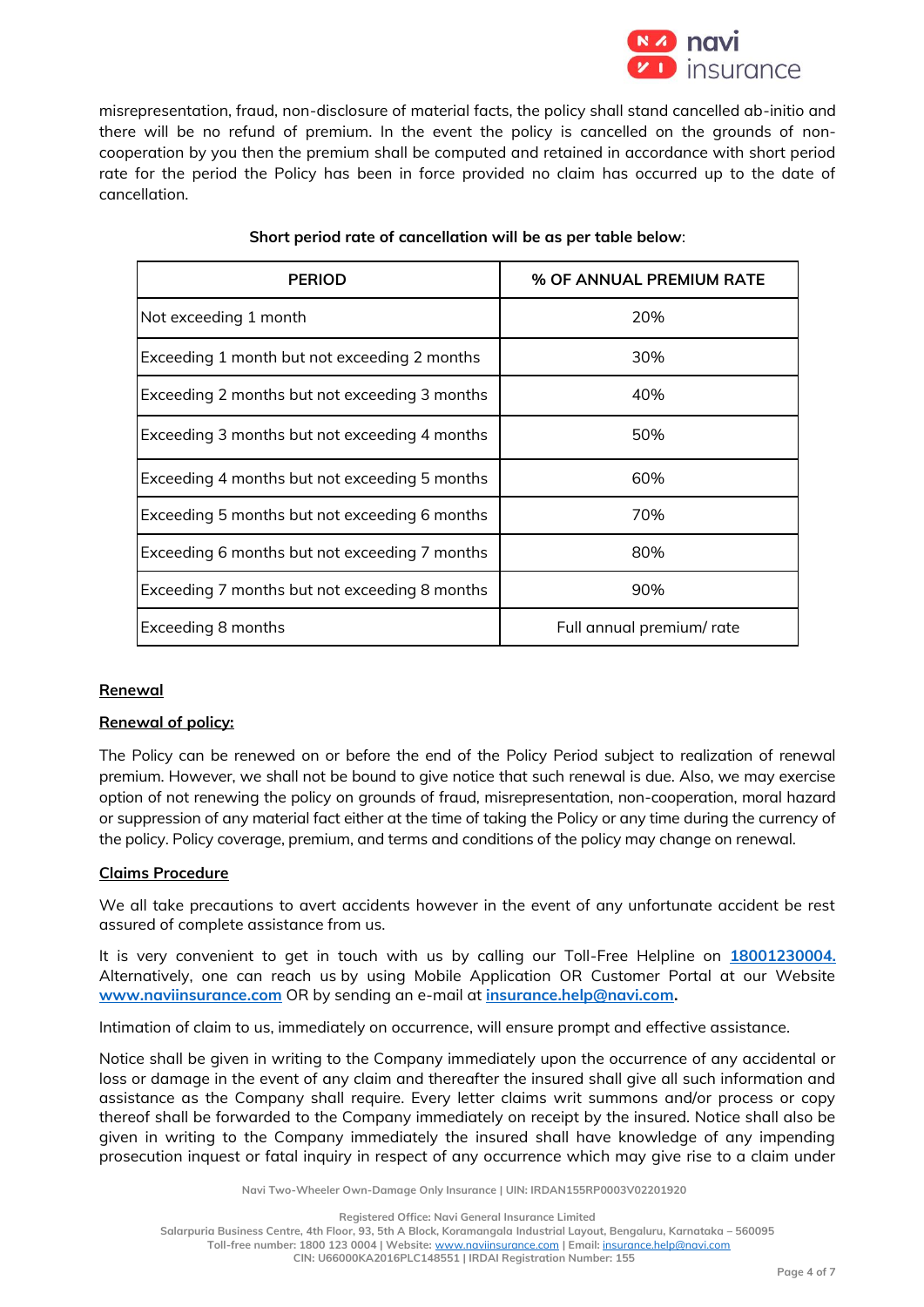misrepresentation, fraud, non-disclosure of material facts, the policy shall stand cancelled ab-initio and there will be no refund of premium. In the event the policy is cancelled on the grounds of non-cooperation by you then the premium shall be computed and retained in accordance with short period rate for the period the Policy has been in force provided no claim has occurred up to the date of cancellation.

**Short period rate of cancellation will be as per table below**:

| PERIOD | % OF ANNUAL PREMIUM RATE |
|---|---|
| Not exceeding 1 month | 20% |
| Exceeding 1 month but not exceeding 2 months | 30% |
| Exceeding 2 months but not exceeding 3 months | 40% |
| Exceeding 3 months but not exceeding 4 months | 50% |
| Exceeding 4 months but not exceeding 5 months | 60% |
| Exceeding 5 months but not exceeding 6 months | 70% |
| Exceeding 6 months but not exceeding 7 months | 80% |
| Exceeding 7 months but not exceeding 8 months | 90% |
| Exceeding 8 months | Full annual premium/ rate |

## Renewal

### Renewal of policy:

The Policy can be renewed on or before the end of the Policy Period subject to realization of renewal premium. However, we shall not be bound to give notice that such renewal is due. Also, we may exercise option of not renewing the policy on grounds of fraud, misrepresentation, non-cooperation, moral hazard or suppression of any material fact either at the time of taking the Policy or any time during the currency of the policy. Policy coverage, premium, and terms and conditions of the policy may change on renewal.

## Claims Procedure

We all take precautions to avert accidents however in the event of any unfortunate accident be rest assured of complete assistance from us.

It is very convenient to get in touch with us by calling our Toll-Free Helpline on **18001230004.** Alternatively, one can reach us by using Mobile Application OR Customer Portal at our Website **www.naviinsurance.com** OR by sending an e-mail at **insurance.help@navi.com.**

Intimation of claim to us, immediately on occurrence, will ensure prompt and effective assistance.

Notice shall be given in writing to the Company immediately upon the occurrence of any accidental or loss or damage in the event of any claim and thereafter the insured shall give all such information and assistance as the Company shall require. Every letter claims writ summons and/or process or copy thereof shall be forwarded to the Company immediately on receipt by the insured. Notice shall also be given in writing to the Company immediately the insured shall have knowledge of any impending prosecution inquest or fatal inquiry in respect of any occurrence which may give rise to a claim under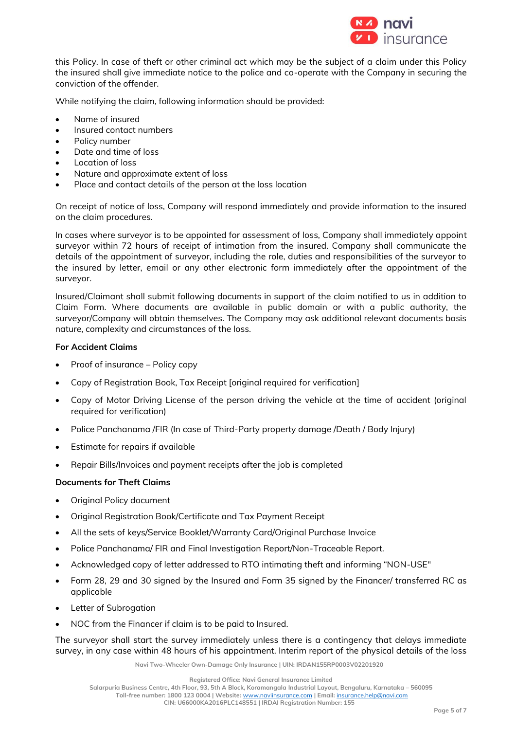this Policy. In case of theft or other criminal act which may be the subject of a claim under this Policy the insured shall give immediate notice to the police and co-operate with the Company in securing the conviction of the offender.

While notifying the claim, following information should be provided:

- Name of insured
- Insured contact numbers
- Policy number
- Date and time of loss
- Location of loss
- Nature and approximate extent of loss
- Place and contact details of the person at the loss location

On receipt of notice of loss, Company will respond immediately and provide information to the insured on the claim procedures.

In cases where surveyor is to be appointed for assessment of loss, Company shall immediately appoint surveyor within 72 hours of receipt of intimation from the insured. Company shall communicate the details of the appointment of surveyor, including the role, duties and responsibilities of the surveyor to the insured by letter, email or any other electronic form immediately after the appointment of the surveyor.

Insured/Claimant shall submit following documents in support of the claim notified to us in addition to Claim Form. Where documents are available in public domain or with a public authority, the surveyor/Company will obtain themselves. The Company may ask additional relevant documents basis nature, complexity and circumstances of the loss.

**For Accident Claims**

- Proof of insurance – Policy copy
- Copy of Registration Book, Tax Receipt [original required for verification]
- Copy of Motor Driving License of the person driving the vehicle at the time of accident (original required for verification)
- Police Panchanama /FIR (In case of Third-Party property damage /Death / Body Injury)
- Estimate for repairs if available
- Repair Bills/Invoices and payment receipts after the job is completed

**Documents for Theft Claims**

- Original Policy document
- Original Registration Book/Certificate and Tax Payment Receipt
- All the sets of keys/Service Booklet/Warranty Card/Original Purchase Invoice
- Police Panchanama/ FIR and Final Investigation Report/Non-Traceable Report.
- Acknowledged copy of letter addressed to RTO intimating theft and informing "NON-USE"
- Form 28, 29 and 30 signed by the Insured and Form 35 signed by the Financer/ transferred RC as applicable
- Letter of Subrogation
- NOC from the Financer if claim is to be paid to Insured.

The surveyor shall start the survey immediately unless there is a contingency that delays immediate survey, in any case within 48 hours of his appointment. Interim report of the physical details of the loss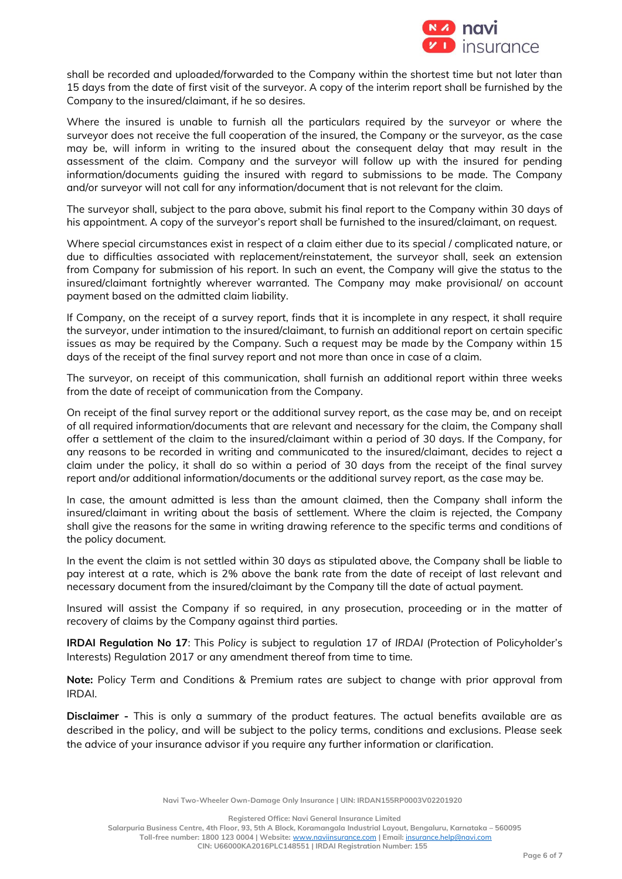shall be recorded and uploaded/forwarded to the Company within the shortest time but not later than 15 days from the date of first visit of the surveyor. A copy of the interim report shall be furnished by the Company to the insured/claimant, if he so desires.

Where the insured is unable to furnish all the particulars required by the surveyor or where the surveyor does not receive the full cooperation of the insured, the Company or the surveyor, as the case may be, will inform in writing to the insured about the consequent delay that may result in the assessment of the claim. Company and the surveyor will follow up with the insured for pending information/documents guiding the insured with regard to submissions to be made. The Company and/or surveyor will not call for any information/document that is not relevant for the claim.

The surveyor shall, subject to the para above, submit his final report to the Company within 30 days of his appointment. A copy of the surveyor's report shall be furnished to the insured/claimant, on request.

Where special circumstances exist in respect of a claim either due to its special / complicated nature, or due to difficulties associated with replacement/reinstatement, the surveyor shall, seek an extension from Company for submission of his report. In such an event, the Company will give the status to the insured/claimant fortnightly wherever warranted. The Company may make provisional/ on account payment based on the admitted claim liability.

If Company, on the receipt of a survey report, finds that it is incomplete in any respect, it shall require the surveyor, under intimation to the insured/claimant, to furnish an additional report on certain specific issues as may be required by the Company. Such a request may be made by the Company within 15 days of the receipt of the final survey report and not more than once in case of a claim.

The surveyor, on receipt of this communication, shall furnish an additional report within three weeks from the date of receipt of communication from the Company.

On receipt of the final survey report or the additional survey report, as the case may be, and on receipt of all required information/documents that are relevant and necessary for the claim, the Company shall offer a settlement of the claim to the insured/claimant within a period of 30 days. If the Company, for any reasons to be recorded in writing and communicated to the insured/claimant, decides to reject a claim under the policy, it shall do so within a period of 30 days from the receipt of the final survey report and/or additional information/documents or the additional survey report, as the case may be.

In case, the amount admitted is less than the amount claimed, then the Company shall inform the insured/claimant in writing about the basis of settlement. Where the claim is rejected, the Company shall give the reasons for the same in writing drawing reference to the specific terms and conditions of the policy document.

In the event the claim is not settled within 30 days as stipulated above, the Company shall be liable to pay interest at a rate, which is 2% above the bank rate from the date of receipt of last relevant and necessary document from the insured/claimant by the Company till the date of actual payment.

Insured will assist the Company if so required, in any prosecution, proceeding or in the matter of recovery of claims by the Company against third parties.

**IRDAI Regulation No 17**: This *Policy* is subject to regulation 17 of *IRDAI* (Protection of Policyholder's Interests) Regulation 2017 or any amendment thereof from time to time.

**Note:** Policy Term and Conditions & Premium rates are subject to change with prior approval from IRDAI.

**Disclaimer -** This is only a summary of the product features. The actual benefits available are as described in the policy, and will be subject to the policy terms, conditions and exclusions. Please seek the advice of your insurance advisor if you require any further information or clarification.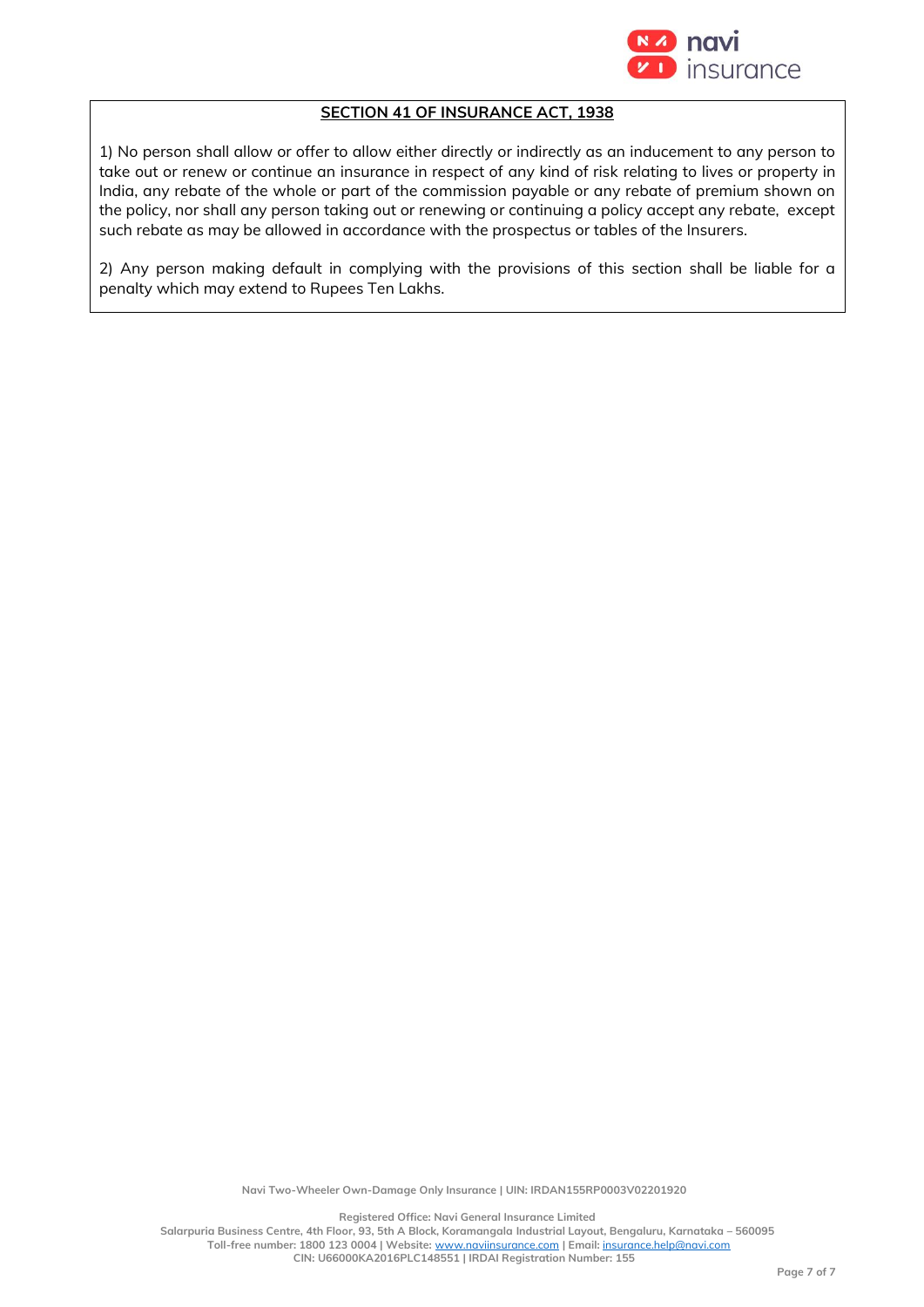## SECTION 41 OF INSURANCE ACT, 1938

1) No person shall allow or offer to allow either directly or indirectly as an inducement to any person to take out or renew or continue an insurance in respect of any kind of risk relating to lives or property in India, any rebate of the whole or part of the commission payable or any rebate of premium shown on the policy, nor shall any person taking out or renewing or continuing a policy accept any rebate, except such rebate as may be allowed in accordance with the prospectus or tables of the Insurers.

2) Any person making default in complying with the provisions of this section shall be liable for a penalty which may extend to Rupees Ten Lakhs.